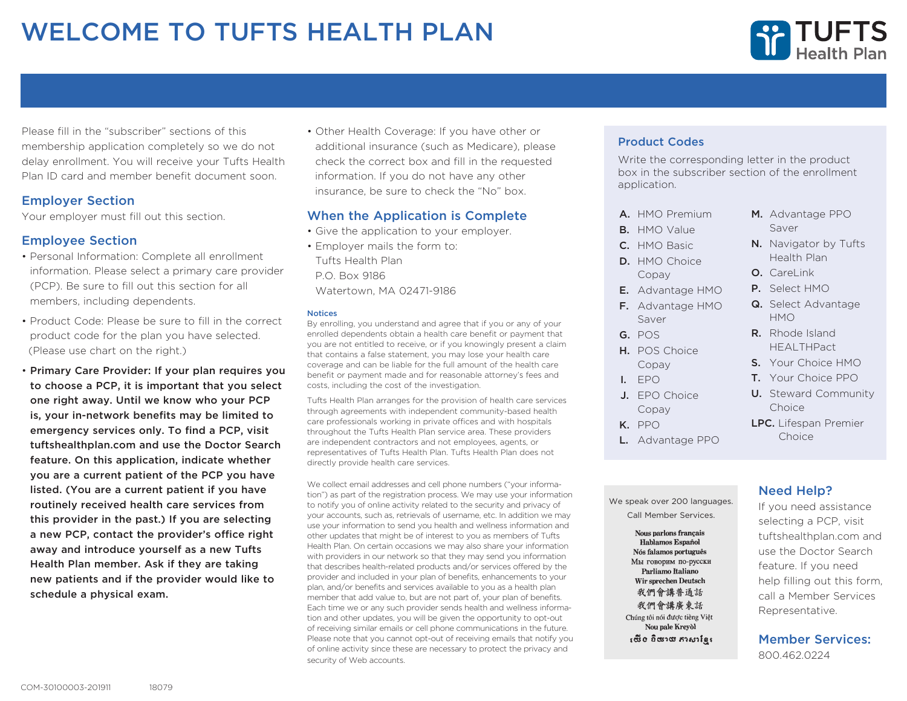# WELCOME TO TUFTS HEALTH PLAN

Please fill in the "subscriber" sections of this membership application completely so we do not delay enrollment. You will receive your Tufts Health Plan ID card and member benefit document soon.

## Employer Section

Your employer must fill out this section.

## Employee Section

- Personal Information: Complete all enrollment information. Please select a primary care provider (PCP). Be sure to fill out this section for all members, including dependents.
- Product Code: Please be sure to fill in the correct product code for the plan you have selected. (Please use chart on the right.)
- **Primary Care Provider: If your plan requires you to choose a PCP, it is important that you select one right away. Until we know who your PCP is, your in-network benefits may be limited to emergency services only. To find a PCP, visit tuftshealthplan.com and use the Doctor Search feature. On this application, indicate whether you are a current patient of the PCP you have listed. (You are a current patient if you have routinely received health care services from this provider in the past.) If you are selecting a new PCP, contact the provider's office right away and introduce yourself as a new Tufts Health Plan member. Ask if they are taking new patients and if the provider would like to schedule a physical exam.**
- Other Health Coverage: If you have other or additional insurance (such as Medicare), please check the correct box and fill in the requested information. If you do not have any other insurance, be sure to check the "No" box.

## When the Application is Complete

- Give the application to your employer.
- Employer mails the form to:
  Tufts Health Plan
  P.O. Box 9186
  Watertown, MA 02471-9186

### Notices

By enrolling, you understand and agree that if you or any of your enrolled dependents obtain a health care benefit or payment that you are not entitled to receive, or if you knowingly present a claim that contains a false statement, you may lose your health care coverage and can be liable for the full amount of the health care benefit or payment made and for reasonable attorney's fees and costs, including the cost of the investigation.

Tufts Health Plan arranges for the provision of health care services through agreements with independent community-based health care professionals working in private offices and with hospitals throughout the Tufts Health Plan service area. These providers are independent contractors and not employees, agents, or representatives of Tufts Health Plan. Tufts Health Plan does not directly provide health care services.

We collect email addresses and cell phone numbers ("your information") as part of the registration process. We may use your information to notify you of online activity related to the security and privacy of your accounts, such as, retrievals of username, etc. In addition we may use your information to send you health and wellness information and other updates that might be of interest to you as members of Tufts Health Plan. On certain occasions we may also share your information with providers in our network so that they may send you information that describes health-related products and/or services offered by the provider and included in your plan of benefits, enhancements to your plan, and/or benefits and services available to you as a health plan member that add value to, but are not part of, your plan of benefits. Each time we or any such provider sends health and wellness information and other updates, you will be given the opportunity to opt-out of receiving similar emails or cell phone communications in the future. Please note that you cannot opt-out of receiving emails that notify you of online activity since these are necessary to protect the privacy and security of Web accounts.

## Product Codes

Write the corresponding letter in the product box in the subscriber section of the enrollment application.

- **A.** HMO Premium
- **B.** HMO Value
- **C.** HMO Basic
- **D.** HMO Choice Copay
- **E.** Advantage HMO
- **F.** Advantage HMO Saver
- **G.** POS
- **H.** POS Choice Copay
- **I.** EPO
- **J.** EPO Choice Copay
- **K.** PPO
- **L.** Advantage PPO
- **M.** Advantage PPO Saver
- **N.** Navigator by Tufts Health Plan
- **O.** CareLink
- **P.** Select HMO
- **Q.** Select Advantage HMO
- **R.** Rhode Island HEALTHPact
- **S.** Your Choice HMO
- **T.** Your Choice PPO
- **U.** Steward Community Choice
- **LPC.** Lifespan Premier Choice

We speak over 200 languages.
Call Member Services.

Nous parlons français
Hablamos Español
Nós falamos português
Мы говорим по-русски
Parliamo Italiano
Wir sprechen Deutsch
我們會講普通話
我們會講廣東話
Chúng tôi nói được tiếng Việt
Nou pale Kreyòl
យើង និយាយ ភាសាខ្មែរ

## Need Help?

If you need assistance selecting a PCP, visit tuftshealthplan.com and use the Doctor Search feature. If you need help filling out this form, call a Member Services Representative.

## Member Services:

800.462.0224

COM-30100003-201911 18079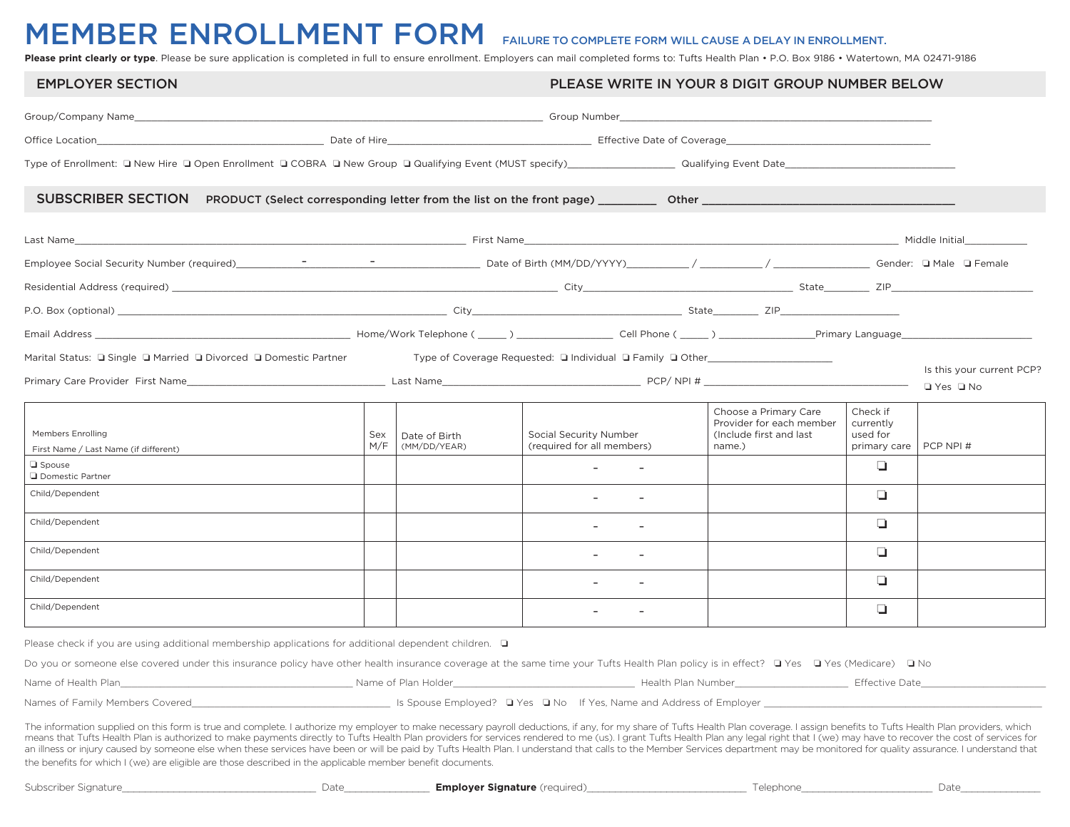# MEMBER ENROLLMENT FORM

FAILURE TO COMPLETE FORM WILL CAUSE A DELAY IN ENROLLMENT.

**Please print clearly or type**. Please be sure application is completed in full to ensure enrollment. Employers can mail completed forms to: Tufts Health Plan • P.O. Box 9186 • Watertown, MA 02471-9186

## EMPLOYER SECTION

PLEASE WRITE IN YOUR 8 DIGIT GROUP NUMBER BELOW

Group/Company Name_______________ Group Number_______________

Office Location_______________ Date of Hire_______________ Effective Date of Coverage_______________

Type of Enrollment: ❑ New Hire ❑ Open Enrollment ❑ COBRA ❑ New Group ❑ Qualifying Event (MUST specify)_______________ Qualifying Event Date_______________

## SUBSCRIBER SECTION

PRODUCT (Select corresponding letter from the list on the front page) _________ Other _______________

Last Name_______________ First Name_______________ Middle Initial___________

Employee Social Security Number (required)________ - ________ - ________ Date of Birth (MM/DD/YYYY)________ / ________ / ________ Gender: ❑ Male ❑ Female

Residential Address (required) _______________ City_______________ State________ ZIP_______________

P.O. Box (optional) _______________ City_______________ State________ ZIP_______________

Email Address _______________ Home/Work Telephone ( _____ ) ________________ Cell Phone ( _____ ) ________________ Primary Language_______________

Marital Status: ❑ Single ❑ Married ❑ Divorced ❑ Domestic Partner Type of Coverage Requested: ❑ Individual ❑ Family ❑ Other_______________

Primary Care Provider First Name_______________ Last Name_______________ PCP/ NPI # _______________ Is this your current PCP? ❑ Yes ❑ No

| Members Enrolling<br>First Name / Last Name (if different) | Sex M/F | Date of Birth (MM/DD/YEAR) | Social Security Number (required for all members) | Choose a Primary Care Provider for each member (Include first and last name.) | Check if currently used for primary care | PCP NPI # |
|---|---|---|---|---|---|---|
| ❑ Spouse<br>❑ Domestic Partner | | | - - | | ❑ | |
| Child/Dependent | | | - - | | ❑ | |
| Child/Dependent | | | - - | | ❑ | |
| Child/Dependent | | | - - | | ❑ | |
| Child/Dependent | | | - - | | ❑ | |
| Child/Dependent | | | - - | | ❑ | |

Please check if you are using additional membership applications for additional dependent children. ❑

Do you or someone else covered under this insurance policy have other health insurance coverage at the same time your Tufts Health Plan policy is in effect? ❑ Yes ❑ Yes (Medicare) ❑ No

Name of Health Plan_______________ Name of Plan Holder_______________ Health Plan Number_______________ Effective Date_______________

Names of Family Members Covered_______________ Is Spouse Employed? ❑ Yes ❑ No If Yes, Name and Address of Employer _______________

The information supplied on this form is true and complete. I authorize my employer to make necessary payroll deductions, if any, for my share of Tufts Health Plan coverage. I assign benefits to Tufts Health Plan providers, which means that Tufts Health Plan is authorized to make payments directly to Tufts Health Plan providers for services rendered to me (us). I grant Tufts Health Plan any legal right that I (we) may have to recover the cost of services for an illness or injury caused by someone else when these services have been or will be paid by Tufts Health Plan. I understand that calls to the Member Services department may be monitored for quality assurance. I understand that the benefits for which I (we) are eligible are those described in the applicable member benefit documents.

Subscriber Signature_______________ Date_______________ **Employer Signature** (required)_______________ Telephone_______________ Date_______________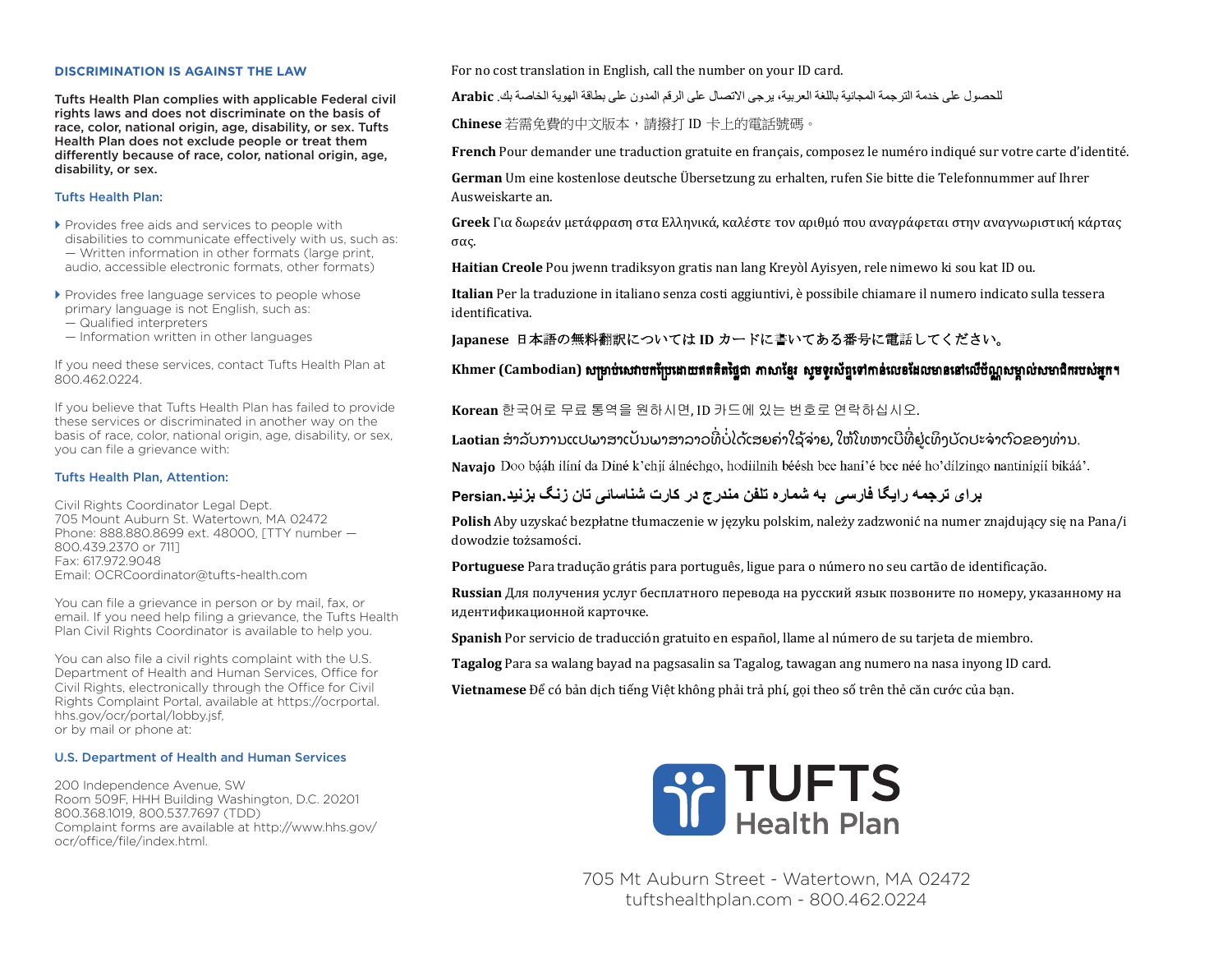## DISCRIMINATION IS AGAINST THE LAW

**Tufts Health Plan complies with applicable Federal civil rights laws and does not discriminate on the basis of race, color, national origin, age, disability, or sex. Tufts Health Plan does not exclude people or treat them differently because of race, color, national origin, age, disability, or sex.**

### Tufts Health Plan:

- Provides free aids and services to people with disabilities to communicate effectively with us, such as:
  - Written information in other formats (large print, audio, accessible electronic formats, other formats)
- Provides free language services to people whose primary language is not English, such as:
  - Qualified interpreters
  - Information written in other languages

If you need these services, contact Tufts Health Plan at 800.462.0224.

If you believe that Tufts Health Plan has failed to provide these services or discriminated in another way on the basis of race, color, national origin, age, disability, or sex, you can file a grievance with:

### Tufts Health Plan, Attention:

Civil Rights Coordinator Legal Dept.
705 Mount Auburn St. Watertown, MA 02472
Phone: 888.880.8699 ext. 48000, [TTY number — 800.439.2370 or 711]
Fax: 617.972.9048
Email: OCRCoordinator@tufts-health.com

You can file a grievance in person or by mail, fax, or email. If you need help filing a grievance, the Tufts Health Plan Civil Rights Coordinator is available to help you.

You can also file a civil rights complaint with the U.S. Department of Health and Human Services, Office for Civil Rights, electronically through the Office for Civil Rights Complaint Portal, available at https://ocrportal.hhs.gov/ocr/portal/lobby.jsf, or by mail or phone at:

### U.S. Department of Health and Human Services

200 Independence Avenue, SW
Room 509F, HHH Building Washington, D.C. 20201
800.368.1019, 800.537.7697 (TDD)
Complaint forms are available at http://www.hhs.gov/ocr/office/file/index.html.

For no cost translation in English, call the number on your ID card.

**Arabic** للحصول على خدمة الترجمة المجانية باللغة العربية، يرجى الاتصال على الرقم المدون على بطاقة الهوية الخاصة بك.

**Chinese** 若需免費的中文版本，請撥打 ID 卡上的電話號碼。

**French** Pour demander une traduction gratuite en français, composez le numéro indiqué sur votre carte d'identité.

**German** Um eine kostenlose deutsche Übersetzung zu erhalten, rufen Sie bitte die Telefonnummer auf Ihrer Ausweiskarte an.

**Greek** Για δωρεάν μετάφραση στα Ελληνικά, καλέστε τον αριθμό που αναγράφεται στην αναγνωριστική κάρτας σας.

**Haitian Creole** Pou jwenn tradiksyon gratis nan lang Kreyòl Ayisyen, rele nimewo ki sou kat ID ou.

**Italian** Per la traduzione in italiano senza costi aggiuntivi, è possibile chiamare il numero indicato sulla tessera identificativa.

**Japanese** 日本語の無料翻訳については ID カードに書いてある番号に電話してください。

**Khmer (Cambodian)** សម្រាប់សេវាបកប្រែដោយឥតគិតថ្លៃជា ភាសាខ្មែរ សូមទូរស័ព្ទទៅកាន់លេខដែលមាននៅលើប័ណ្ណសម្គាល់សមាជិករបស់អ្នក។

**Korean** 한국어로 무료 통역을 원하시면, ID 카드에 있는 번호로 연락하십시오.

**Laotian** ສຳລັບການແປພາສາເປັນພາສາລາວທີ່ບໍ່ໄດ້ເສຍຄ່າໃຊ້ຈ່າຍ, ໃຫ້ໂທຫາເບີທີ່ຢູ່ເທິງບັດປະຈຳຕົວຂອງທ່ານ.

**Navajo** Doo bááh ilíní da Diné k'ehjí álnéehgo, hodiilnih béésh bee hani'é bee néé ho'dílzingo nantínígíí bikáá'.

**Persian.** برای ترجمه رایگا فارسی به شماره تلفن مندرج در کارت شناسائی تان زنگ بزنید

**Polish** Aby uzyskać bezpłatne tłumaczenie w języku polskim, należy zadzwonić na numer znajdujący się na Pana/i dowodzie tożsamości.

**Portuguese** Para tradução grátis para português, ligue para o número no seu cartão de identificação.

**Russian** Для получения услуг бесплатного перевода на русский язык позвоните по номеру, указанному на идентификационной карточке.

**Spanish** Por servicio de traducción gratuito en español, llame al número de su tarjeta de miembro.

**Tagalog** Para sa walang bayad na pagsasalin sa Tagalog, tawagan ang numero na nasa inyong ID card.

**Vietnamese** Để có bản dịch tiếng Việt không phải trả phí, gọi theo số trên thẻ căn cước của bạn.

TUFTS Health Plan

705 Mt Auburn Street - Watertown, MA 02472
tuftshealthplan.com - 800.462.0224